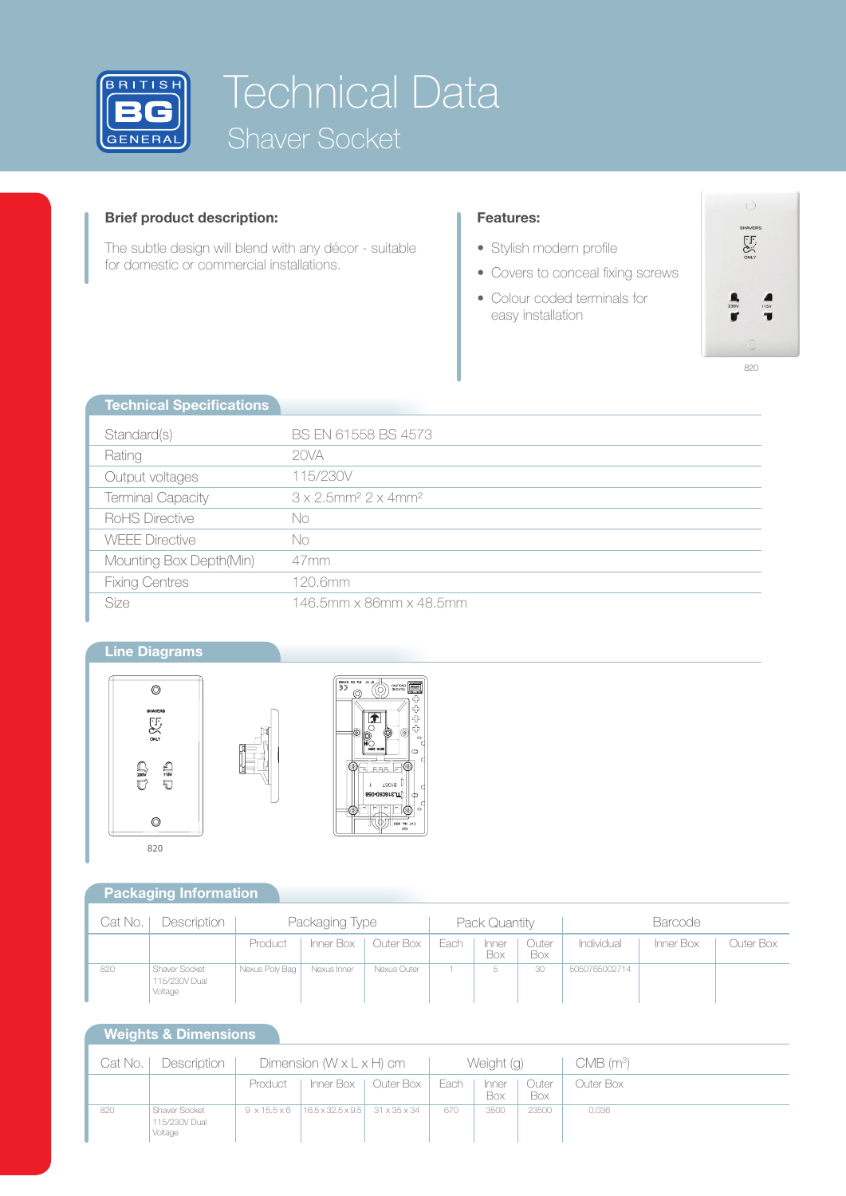# Technical Data

## Shaver Socket

### Brief product description:

The subtle design will blend with any décor - suitable for domestic or commercial installations.

### Features:

- Stylish modern profile
- Covers to conceal fixing screws
- Colour coded terminals for easy installation

820

## Technical Specifications

| | |
|---|---|
| Standard(s) | BS EN 61558 BS 4573 |
| Rating | 20VA |
| Output voltages | 115/230V |
| Terminal Capacity | 3 x 2.5mm² 2 x 4mm² |
| RoHS Directive | No |
| WEEE Directive | No |
| Mounting Box Depth(Min) | 47mm |
| Fixing Centres | 120.6mm |
| Size | 146.5mm x 86mm x 48.5mm |

## Line Diagrams

820

## Packaging Information

| Cat No. | Description | Packaging Type | | | Pack Quantity | | | Barcode | | |
|---|---|---|---|---|---|---|---|---|---|---|
| | | Product | Inner Box | Outer Box | Each | Inner Box | Outer Box | Individual | Inner Box | Outer Box |
| 820 | Shaver Socket 115/230V Dual Voltage | Nexus Poly Bag | Nexus Inner | Nexus Outer | 1 | 5 | 30 | 5050765002714 | | |

## Weights & Dimensions

| Cat No. | Description | Dimension (W x L x H) cm | | | Weight (g) | | | CMB (m³) |
|---|---|---|---|---|---|---|---|---|
| | | Product | Inner Box | Outer Box | Each | Inner Box | Outer Box | Outer Box |
| 820 | Shaver Socket 115/230V Dual Voltage | 9 x 15.5 x 6 | 16.5 x 32.5 x 9.5 | 31 x 35 x 34 | 670 | 3500 | 23500 | 0.036 |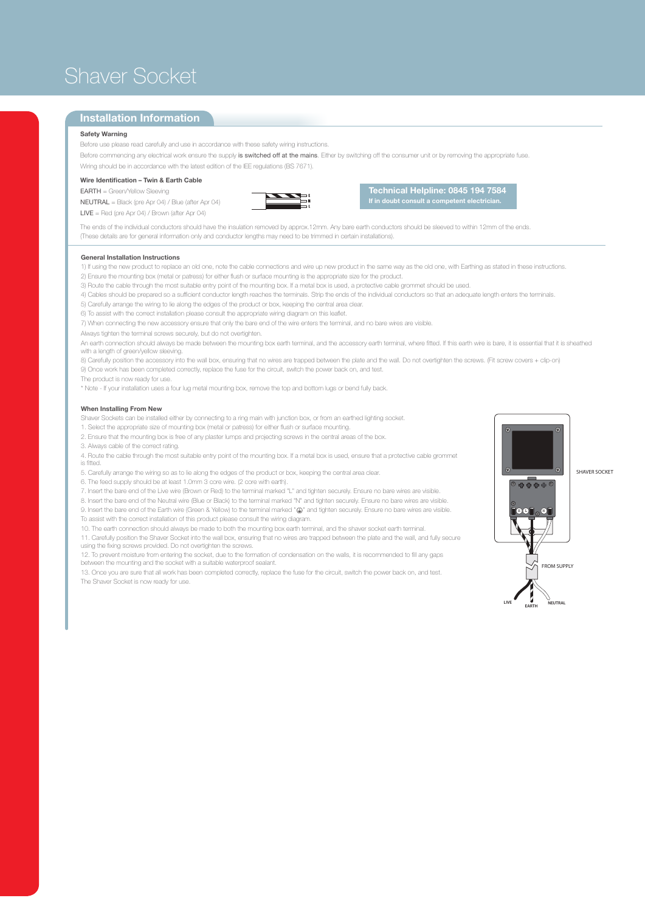# Shaver Socket

## Installation Information

### Safety Warning

Before use please read carefully and use in accordance with these safety wiring instructions.

Before commencing any electrical work ensure the supply is switched off at the mains. Either by switching off the consumer unit or by removing the appropriate fuse.

Wiring should be in accordance with the latest edition of the IEE regulations (BS 7671).

### Wire Identification – Twin & Earth Cable

EARTH = Green/Yellow Sleeving

NEUTRAL = Black (pre Apr 04) / Blue (after Apr 04)

LIVE = Red (pre Apr 04) / Brown (after Apr 04)

E
N
L

**Technical Helpline: 0845 194 7584**
**If in doubt consult a competent electrician.**

The ends of the individual conductors should have the insulation removed by approx.12mm. Any bare earth conductors should be sleeved to within 12mm of the ends. (These details are for general information only and conductor lengths may need to be trimmed in certain installations).

### General Installation Instructions

1) If using the new product to replace an old one, note the cable connections and wire up new product in the same way as the old one, with Earthing as stated in these instructions.
2) Ensure the mounting box (metal or patress) for either flush or surface mounting is the appropriate size for the product.
3) Route the cable through the most suitable entry point of the mounting box. If a metal box is used, a protective cable grommet should be used.
4) Cables should be prepared so a sufficient conductor length reaches the terminals. Strip the ends of the individual conductors so that an adequate length enters the terminals.
5) Carefully arrange the wiring to lie along the edges of the product or box, keeping the central area clear.
6) To assist with the correct installation please consult the appropriate wiring diagram on this leaflet.
7) When connecting the new accessory ensure that only the bare end of the wire enters the terminal, and no bare wires are visible.

Always tighten the terminal screws securely, but do not overtighten.

An earth connection should always be made between the mounting box earth terminal, and the accessory earth terminal, where fitted. If this earth wire is bare, it is essential that it is sheathed with a length of green/yellow sleeving.

8) Carefully position the accessory into the wall box, ensuring that no wires are trapped between the plate and the wall. Do not overtighten the screws. (Fit screw covers + clip-on)
9) Once work has been completed correctly, replace the fuse for the circuit, switch the power back on, and test.

The product is now ready for use.

* Note - If your installation uses a four lug metal mounting box, remove the top and bottom lugs or bend fully back.

### When Installing From New

Shaver Sockets can be installed either by connecting to a ring main with junction box, or from an earthed lighting socket.

1. Select the appropriate size of mounting box (metal or patress) for either flush or surface mounting.
2. Ensure that the mounting box is free of any plaster lumps and projecting screws in the central areas of the box.
3. Always cable of the correct rating.
4. Route the cable through the most suitable entry point of the mounting box. If a metal box is used, ensure that a protective cable grommet is fitted.
5. Carefully arrange the wiring so as to lie along the edges of the product or box, keeping the central area clear.
6. The feed supply should be at least 1.0mm 3 core wire. (2 core with earth).
7. Insert the bare end of the Live wire (Brown or Red) to the terminal marked "L" and tighten securely. Ensure no bare wires are visible.
8. Insert the bare end of the Neutral wire (Blue or Black) to the terminal marked "N" and tighten securely. Ensure no bare wires are visible.
9. Insert the bare end of the Earth wire (Green & Yellow) to the terminal marked "⏚" and tighten securely. Ensure no bare wires are visible.

To assist with the correct installation of this product please consult the wiring diagram.

10. The earth connection should always be made to both the mounting box earth terminal, and the shaver socket earth terminal.
11. Carefully position the Shaver Socket into the wall box, ensuring that no wires are trapped between the plate and the wall, and fully secure using the fixing screws provided. Do not overtighten the screws.
12. To prevent moisture from entering the socket, due to the formation of condensation on the walls, it is recommended to fill any gaps between the mounting and the socket with a suitable waterproof sealant.
13. Once you are sure that all work has been completed correctly, replace the fuse for the circuit, switch the power back on, and test.

The Shaver Socket is now ready for use.

SHAVER SOCKET

FROM SUPPLY

LIVE

EARTH

NEUTRAL